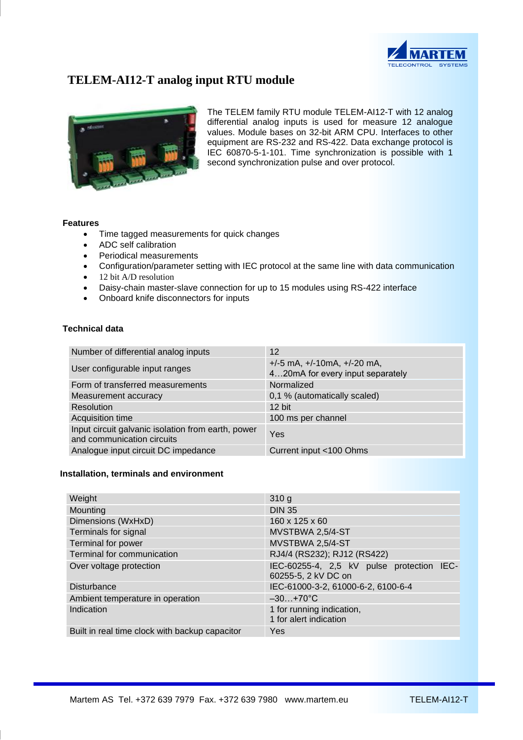# TELEM-AI12-T analog input RTU module

The TELEM family RTU module TELEM-AI12-T with 12 analog differential analog inputs is used for measure 12 analogue values. Module bases on 32-bit ARM CPU. Interfaces to other equipment are RS-232 and RS-422. Data exchange protocol is IEC 60870-5-1-101. Time synchronization is possible with 1 second synchronization pulse and over protocol.

**Features**

- Time tagged measurements for quick changes
- ADC self calibration
- Periodical measurements
- Configuration/parameter setting with IEC protocol at the same line with data communication
- 12 bit A/D resolution
- Daisy-chain master-slave connection for up to 15 modules using RS-422 interface
- Onboard knife disconnectors for inputs

**Technical data**

| | |
|---|---|
| Number of differential analog inputs | 12 |
| User configurable input ranges | +/-5 mA, +/-10mA, +/-20 mA, 4…20mA for every input separately |
| Form of transferred measurements | Normalized |
| Measurement accuracy | 0,1 % (automatically scaled) |
| Resolution | 12 bit |
| Acquisition time | 100 ms per channel |
| Input circuit galvanic isolation from earth, power and communication circuits | Yes |
| Analogue input circuit DC impedance | Current input <100 Ohms |

**Installation, terminals and environment**

| | |
|---|---|
| Weight | 310 g |
| Mounting | DIN 35 |
| Dimensions (WxHxD) | 160 x 125 x 60 |
| Terminals for signal | MVSTBWA 2,5/4-ST |
| Terminal for power | MVSTBWA 2,5/4-ST |
| Terminal for communication | RJ4/4 (RS232); RJ12 (RS422) |
| Over voltage protection | IEC-60255-4, 2,5 kV pulse protection IEC-60255-5, 2 kV DC on |
| Disturbance | IEC-61000-3-2, 61000-6-2, 6100-6-4 |
| Ambient temperature in operation | –30…+70°C |
| Indication | 1 for running indication, 1 for alert indication |
| Built in real time clock with backup capacitor | Yes |

Martem AS Tel. +372 639 7979 Fax. +372 639 7980 www.martem.eu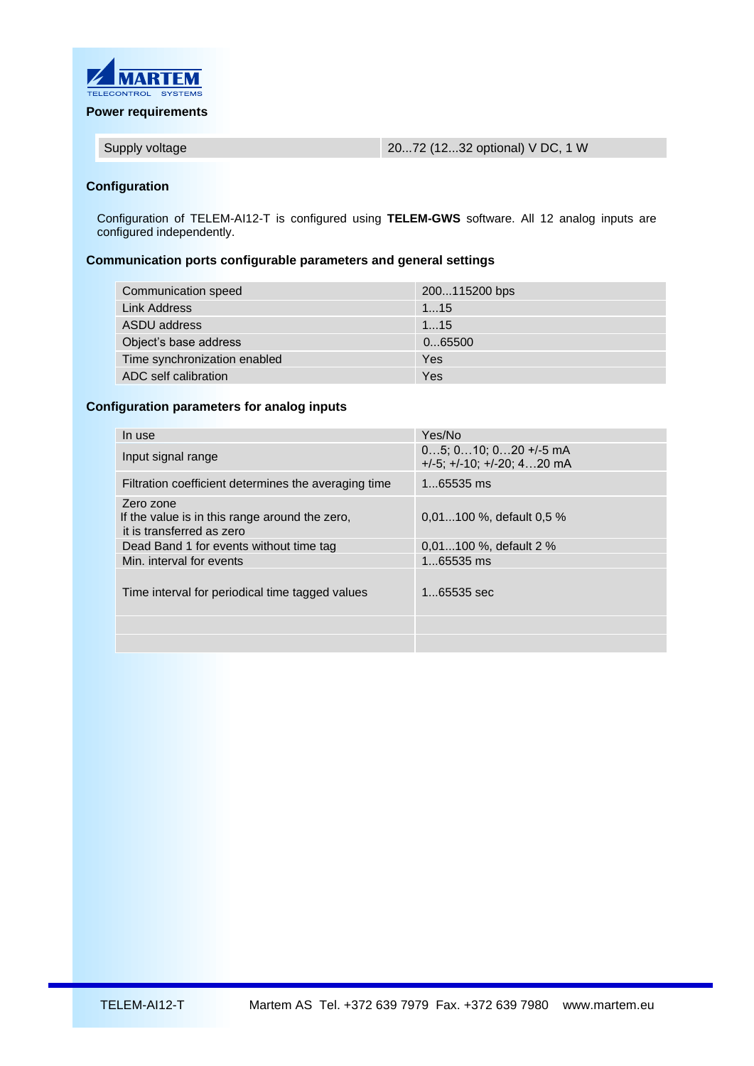## Power requirements

| | |
|---|---|
| Supply voltage | 20...72 (12...32 optional) V DC, 1 W |

## Configuration

Configuration of TELEM-AI12-T is configured using **TELEM-GWS** software. All 12 analog inputs are configured independently.

## Communication ports configurable parameters and general settings

| | |
|---|---|
| Communication speed | 200...115200 bps |
| Link Address | 1...15 |
| ASDU address | 1...15 |
| Object's base address | 0...65500 |
| Time synchronization enabled | Yes |
| ADC self calibration | Yes |

## Configuration parameters for analog inputs

| | |
|---|---|
| In use | Yes/No |
| Input signal range | 0…5; 0…10; 0…20 +/-5 mA<br>+/-5; +/-10; +/-20; 4…20 mA |
| Filtration coefficient determines the averaging time | 1...65535 ms |
| Zero zone<br>If the value is in this range around the zero,<br>it is transferred as zero | 0,01...100 %, default 0,5 % |
| Dead Band 1 for events without time tag | 0,01...100 %, default 2 % |
| Min. interval for events | 1...65535 ms |
| Time interval for periodical time tagged values | 1...65535 sec |
| | |
| | |